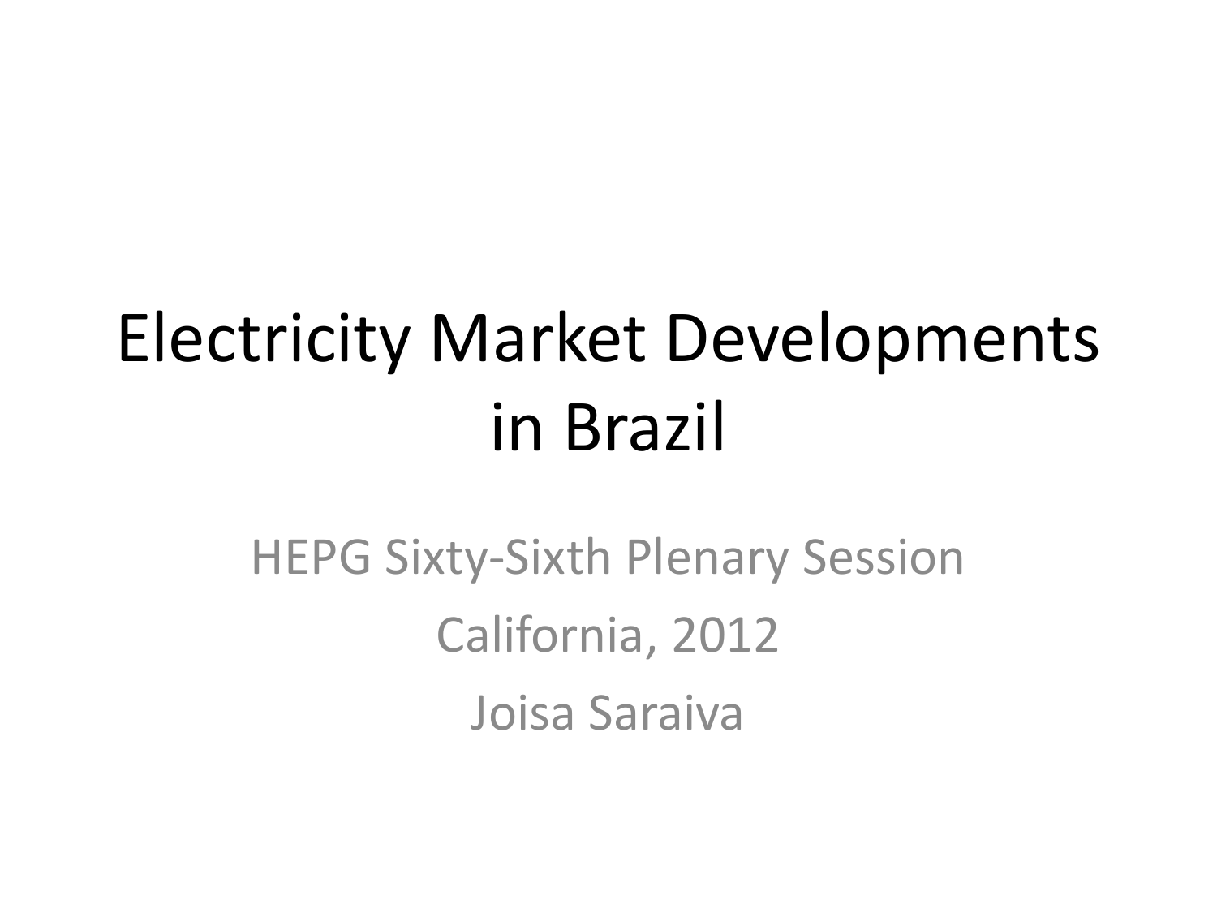# Electricity Market Developments in Brazil

HEPG Sixty-Sixth Plenary Session

California, 2012

Joisa Saraiva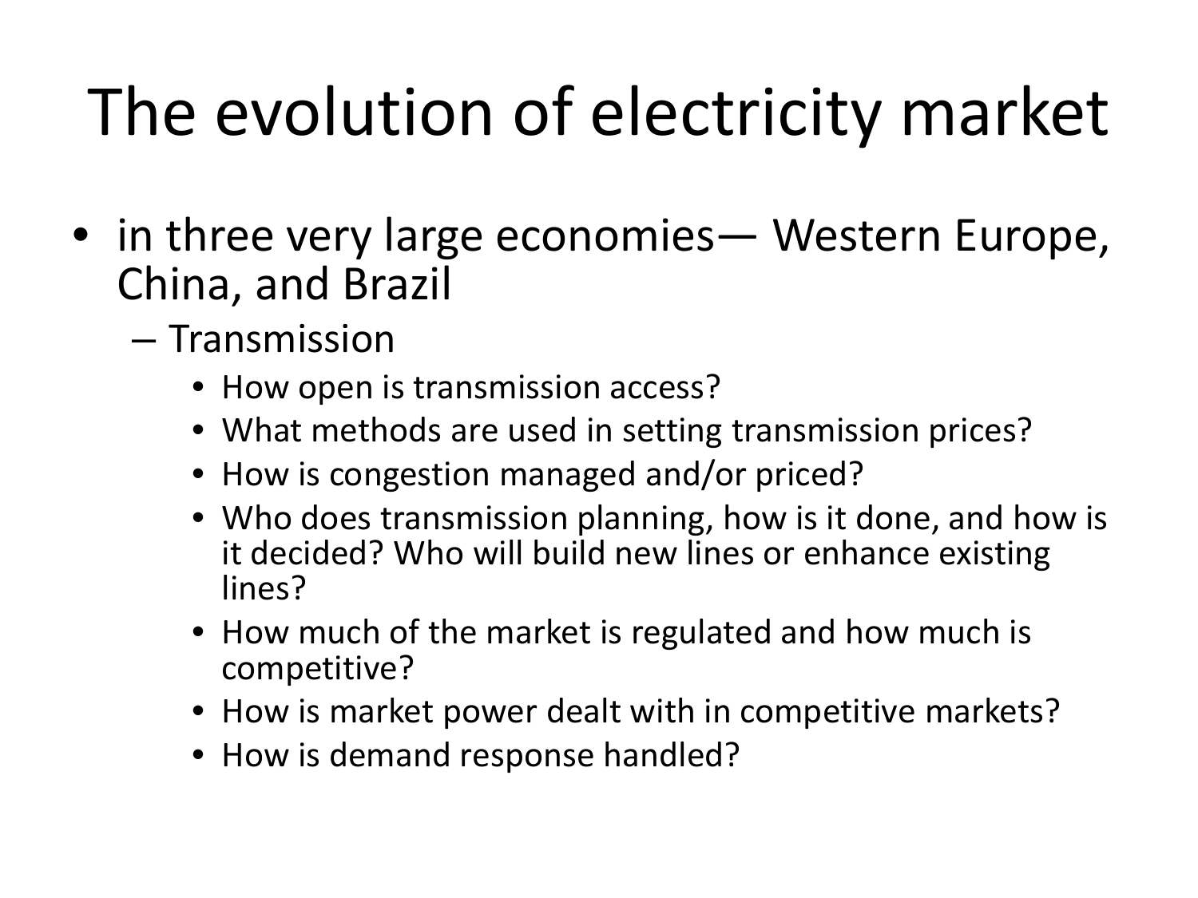# The evolution of electricity market

- in three very large economies— Western Europe, China, and Brazil
  - Transmission
    - How open is transmission access?
    - What methods are used in setting transmission prices?
    - How is congestion managed and/or priced?
    - Who does transmission planning, how is it done, and how is it decided? Who will build new lines or enhance existing lines?
    - How much of the market is regulated and how much is competitive?
    - How is market power dealt with in competitive markets?
    - How is demand response handled?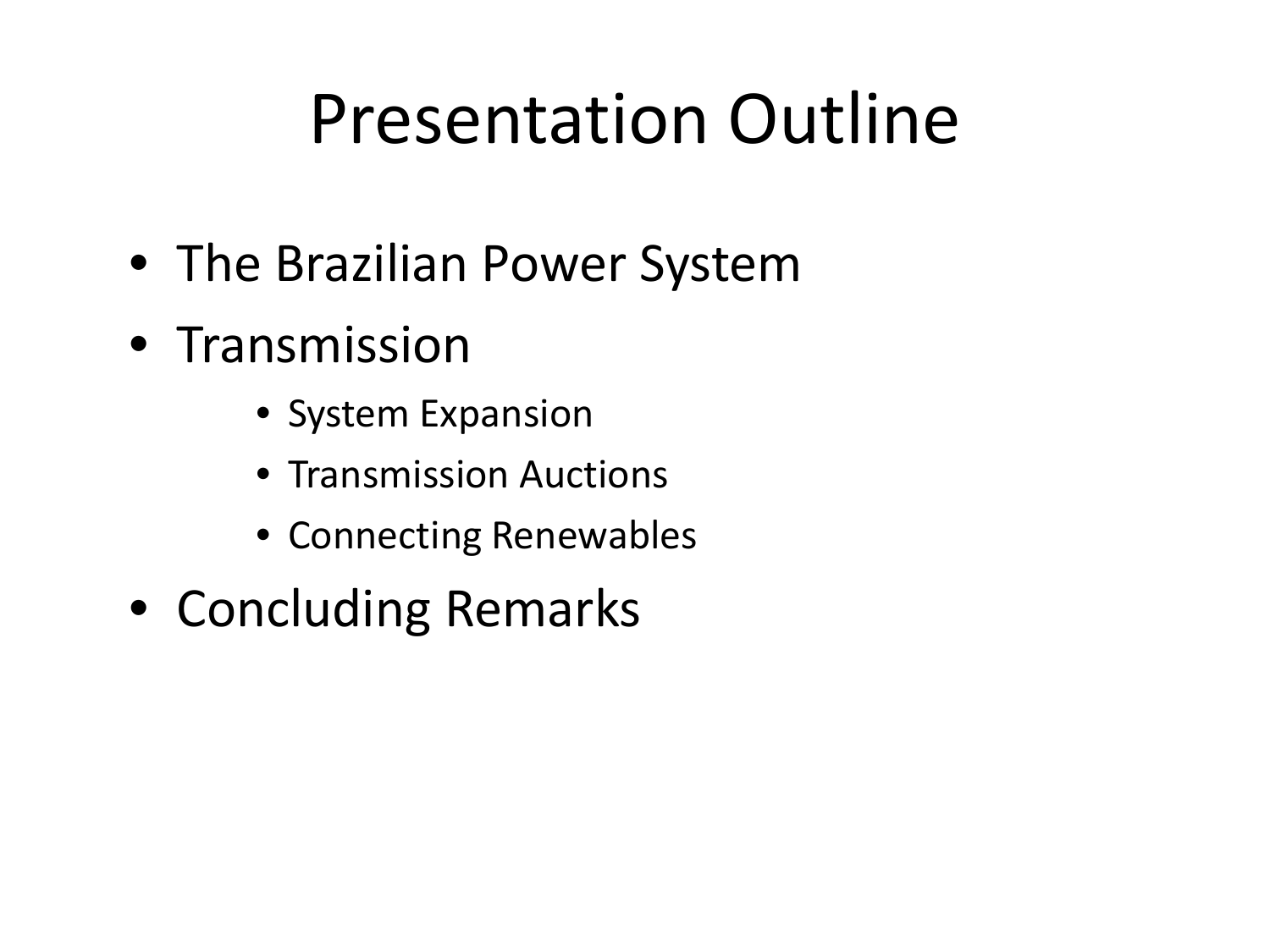# Presentation Outline

- The Brazilian Power System
- Transmission
    - System Expansion
    - Transmission Auctions
    - Connecting Renewables
- Concluding Remarks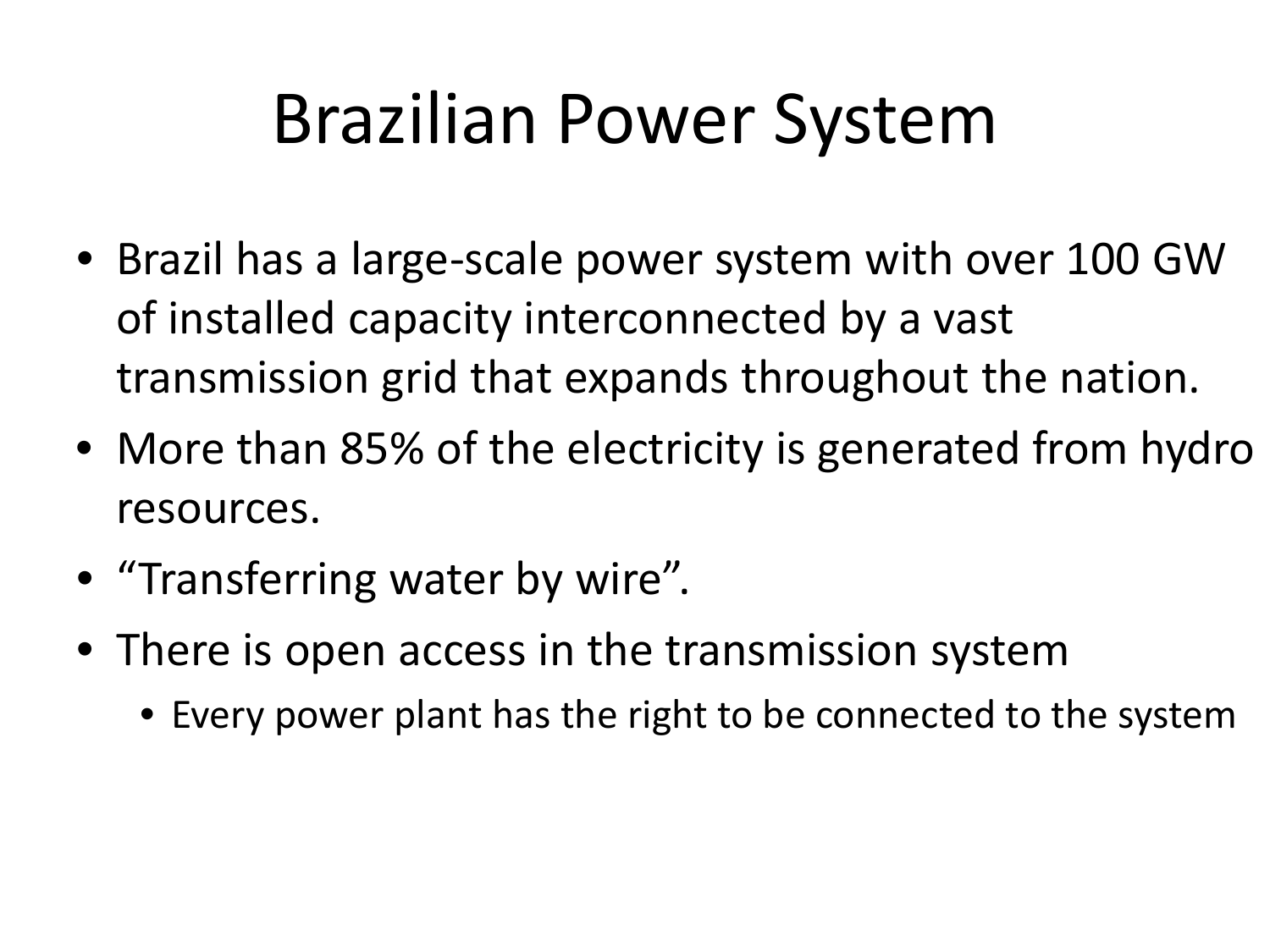# Brazilian Power System

- Brazil has a large-scale power system with over 100 GW of installed capacity interconnected by a vast transmission grid that expands throughout the nation.
- More than 85% of the electricity is generated from hydro resources.
- "Transferring water by wire".
- There is open access in the transmission system
  - Every power plant has the right to be connected to the system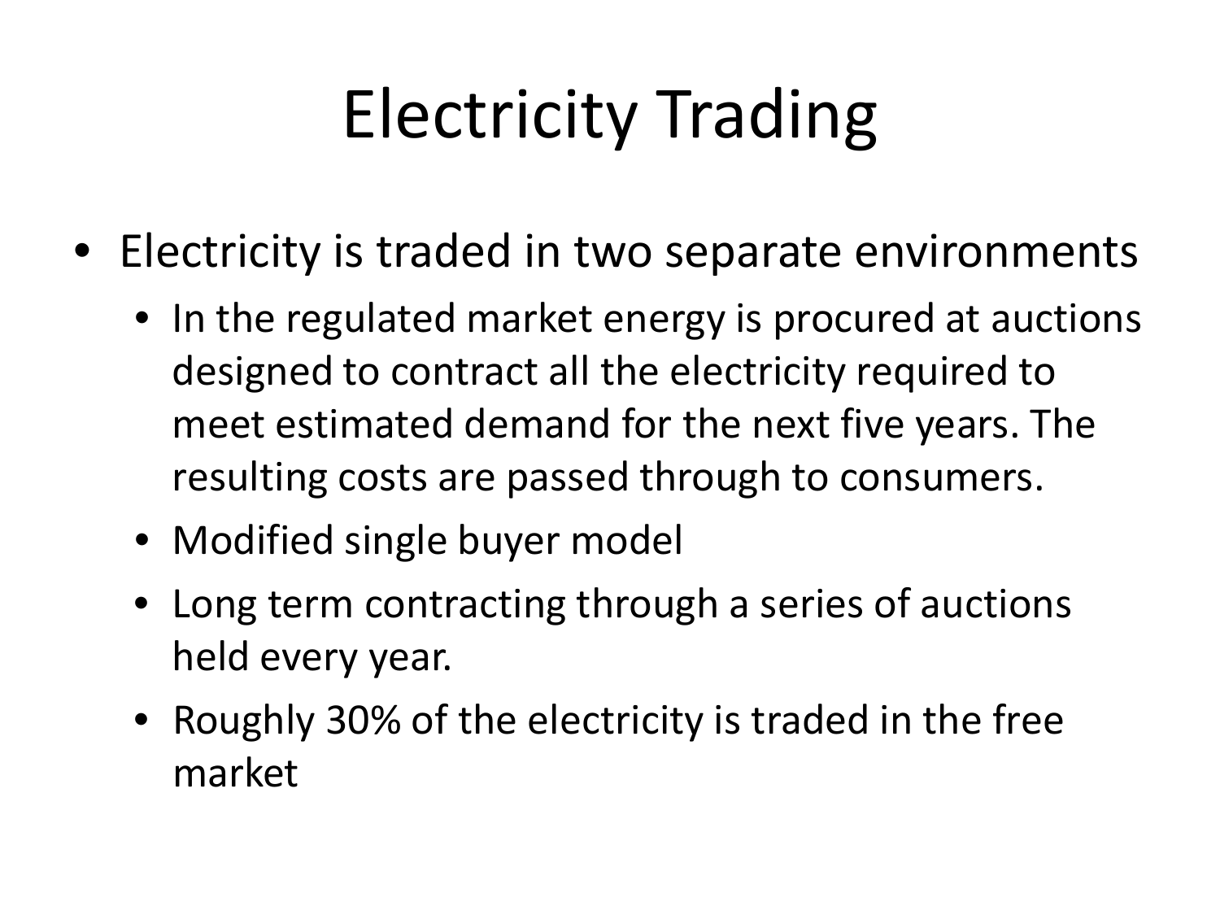# Electricity Trading

- Electricity is traded in two separate environments
  - In the regulated market energy is procured at auctions designed to contract all the electricity required to meet estimated demand for the next five years. The resulting costs are passed through to consumers.
  - Modified single buyer model
  - Long term contracting through a series of auctions held every year.
  - Roughly 30% of the electricity is traded in the free market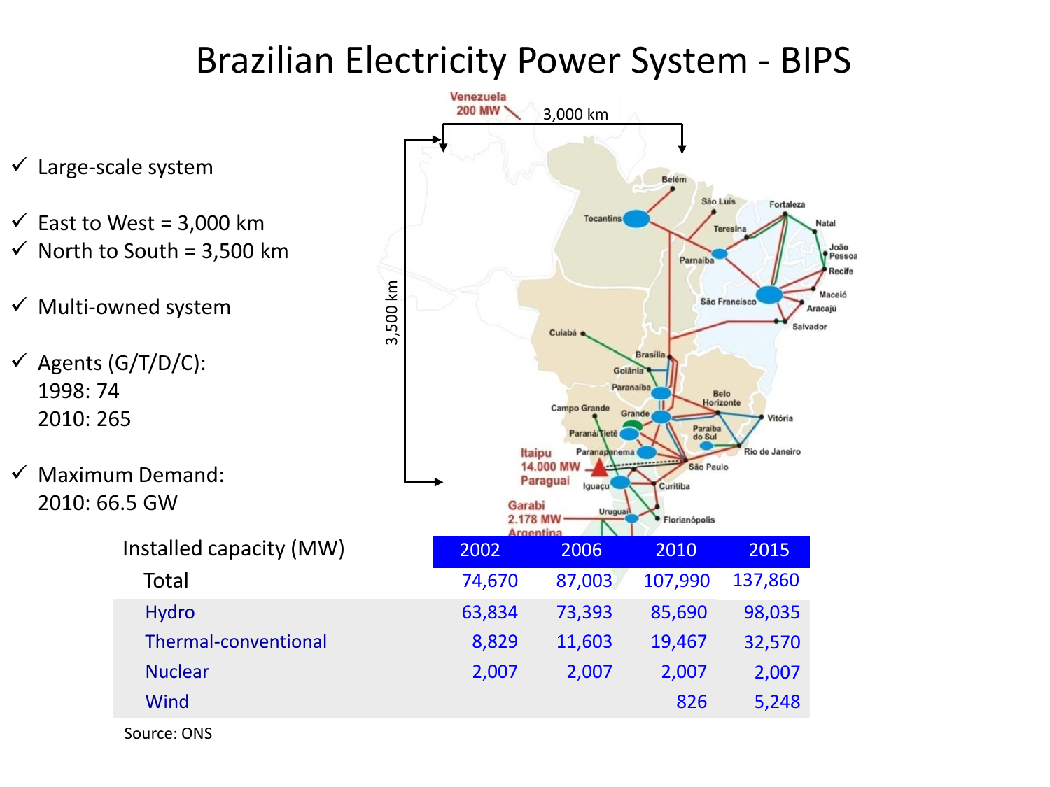# Brazilian Electricity Power System - BIPS

- ✓ Large-scale system
- ✓ East to West = 3,000 km
- ✓ North to South = 3,500 km
- ✓ Multi-owned system
- ✓ Agents (G/T/D/C):
  1998: 74
  2010: 265
- ✓ Maximum Demand:
  2010: 66.5 GW

| Installed capacity (MW) | 2002 | 2006 | 2010 | 2015 |
|---|---|---|---|---|
| Total | 74,670 | 87,003 | 107,990 | 137,860 |
| Hydro | 63,834 | 73,393 | 85,690 | 98,035 |
| Thermal-conventional | 8,829 | 11,603 | 19,467 | 32,570 |
| Nuclear | 2,007 | 2,007 | 2,007 | 2,007 |
| Wind | | | 826 | 5,248 |

Source: ONS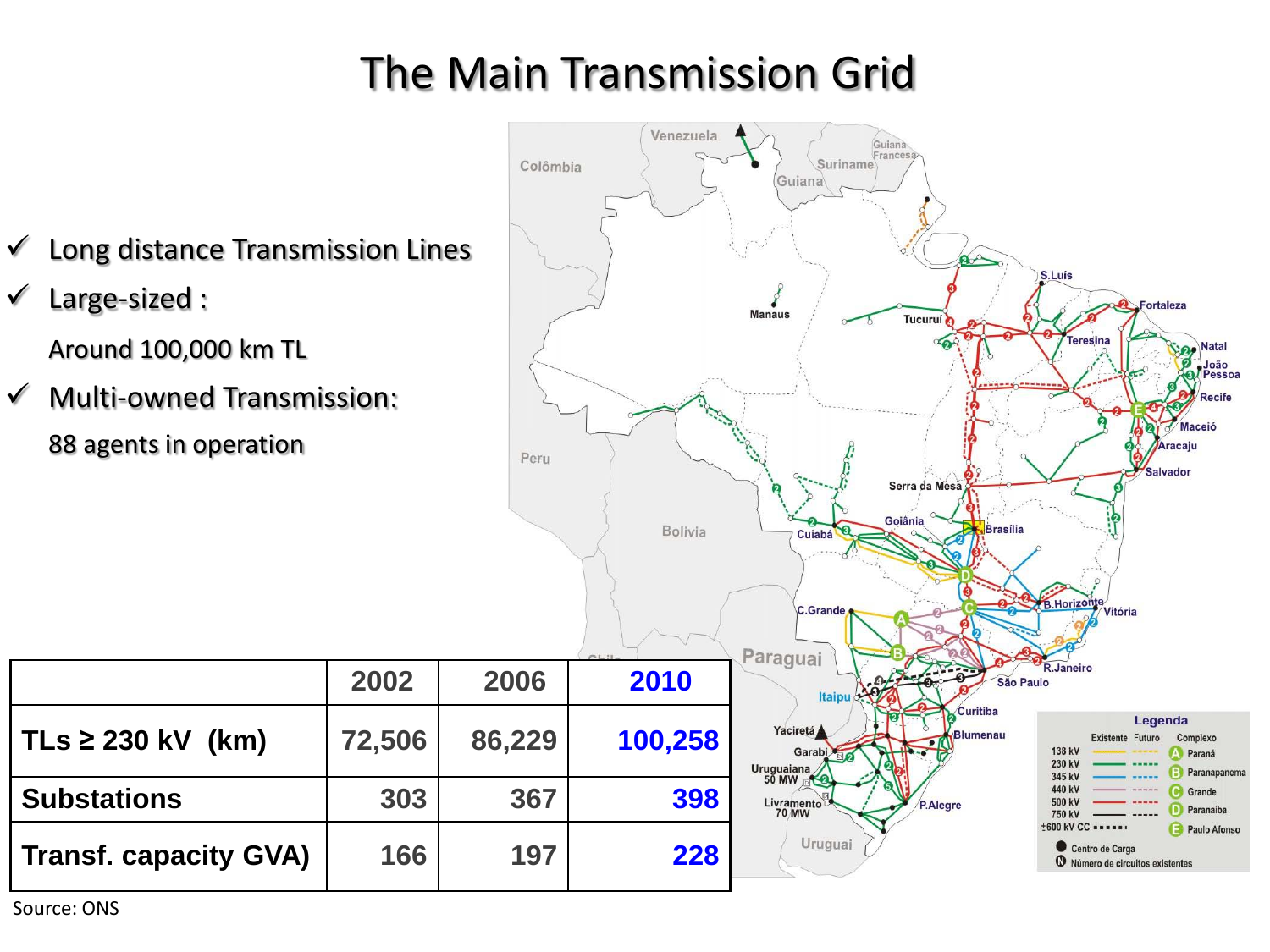# The Main Transmission Grid

- ✓ Long distance Transmission Lines
- ✓ Large-sized :

  Around 100,000 km TL
- ✓ Multi-owned Transmission:

  88 agents in operation

| | 2002 | 2006 | 2010 |
|---|---|---|---|
| TLs ≥ 230 kV (km) | 72,506 | 86,229 | 100,258 |
| Substations | 303 | 367 | 398 |
| Transf. capacity GVA) | 166 | 197 | 228 |

Source: ONS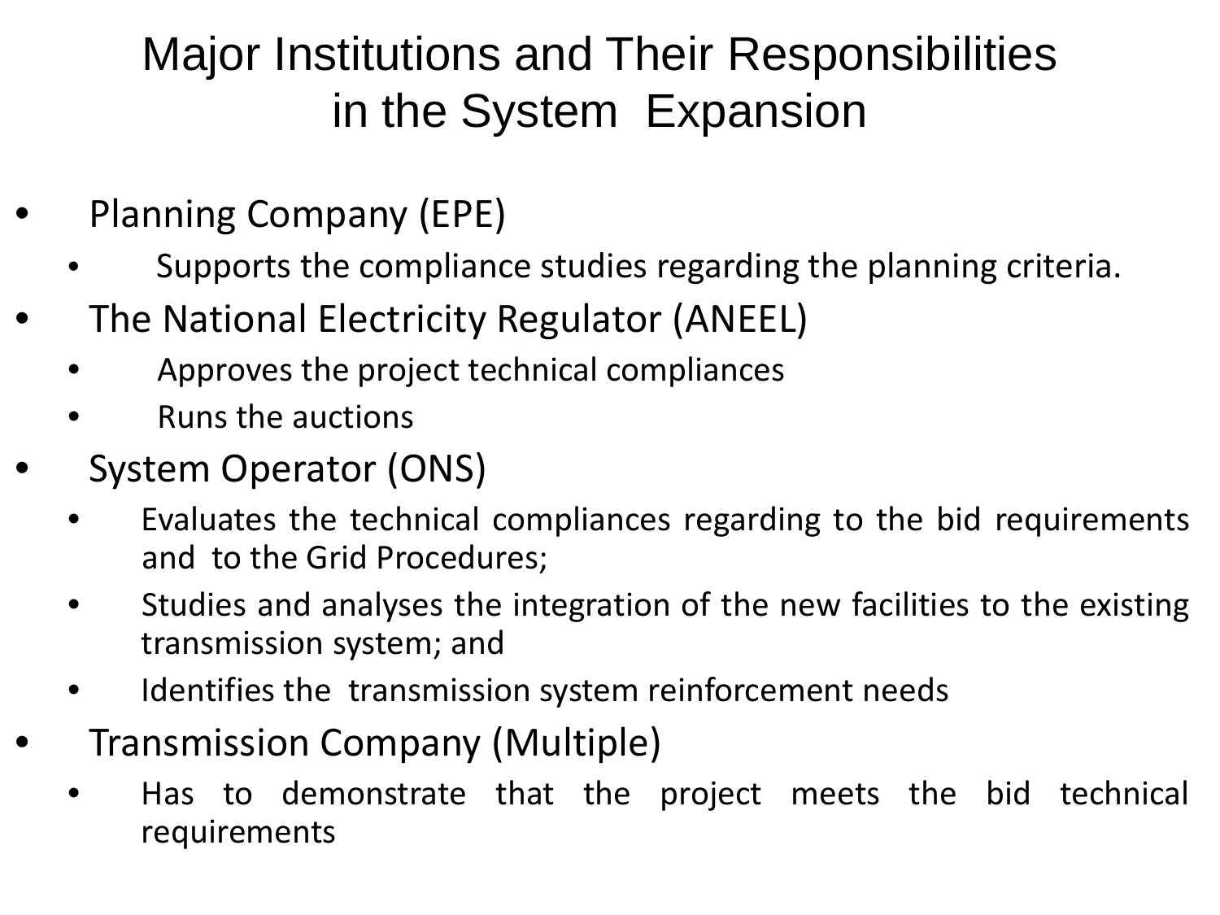# Major Institutions and Their Responsibilities in the System Expansion

- Planning Company (EPE)
  - Supports the compliance studies regarding the planning criteria.
- The National Electricity Regulator (ANEEL)
  - Approves the project technical compliances
  - Runs the auctions
- System Operator (ONS)
  - Evaluates the technical compliances regarding to the bid requirements and to the Grid Procedures;
  - Studies and analyses the integration of the new facilities to the existing transmission system; and
  - Identifies the transmission system reinforcement needs
- Transmission Company (Multiple)
  - Has to demonstrate that the project meets the bid technical requirements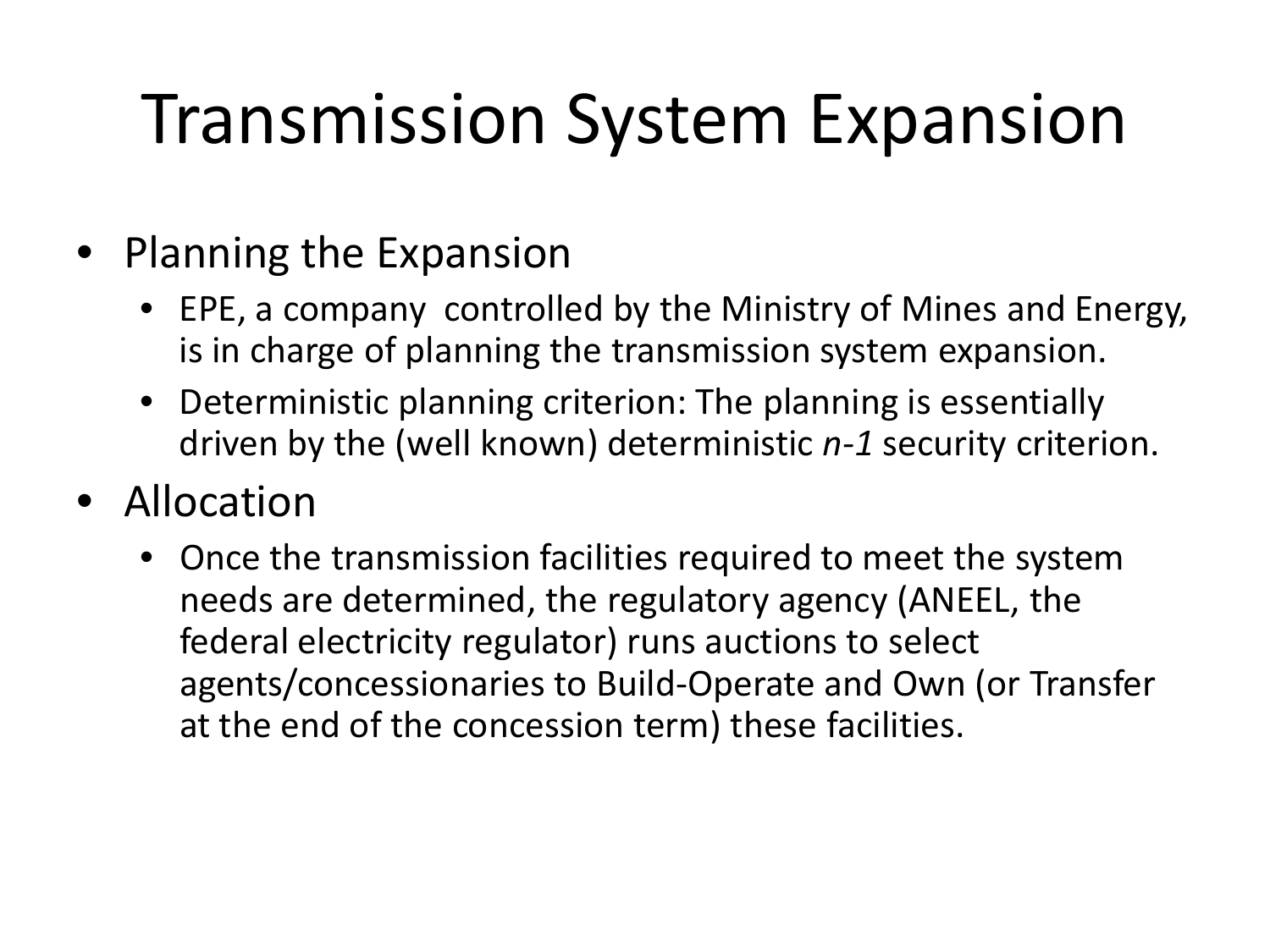# Transmission System Expansion

- Planning the Expansion
  - EPE, a company  controlled by the Ministry of Mines and Energy, is in charge of planning the transmission system expansion.
  - Deterministic planning criterion: The planning is essentially driven by the (well known) deterministic *n-1* security criterion.
- Allocation
  - Once the transmission facilities required to meet the system needs are determined, the regulatory agency (ANEEL, the federal electricity regulator) runs auctions to select agents/concessionaries to Build-Operate and Own (or Transfer at the end of the concession term) these facilities.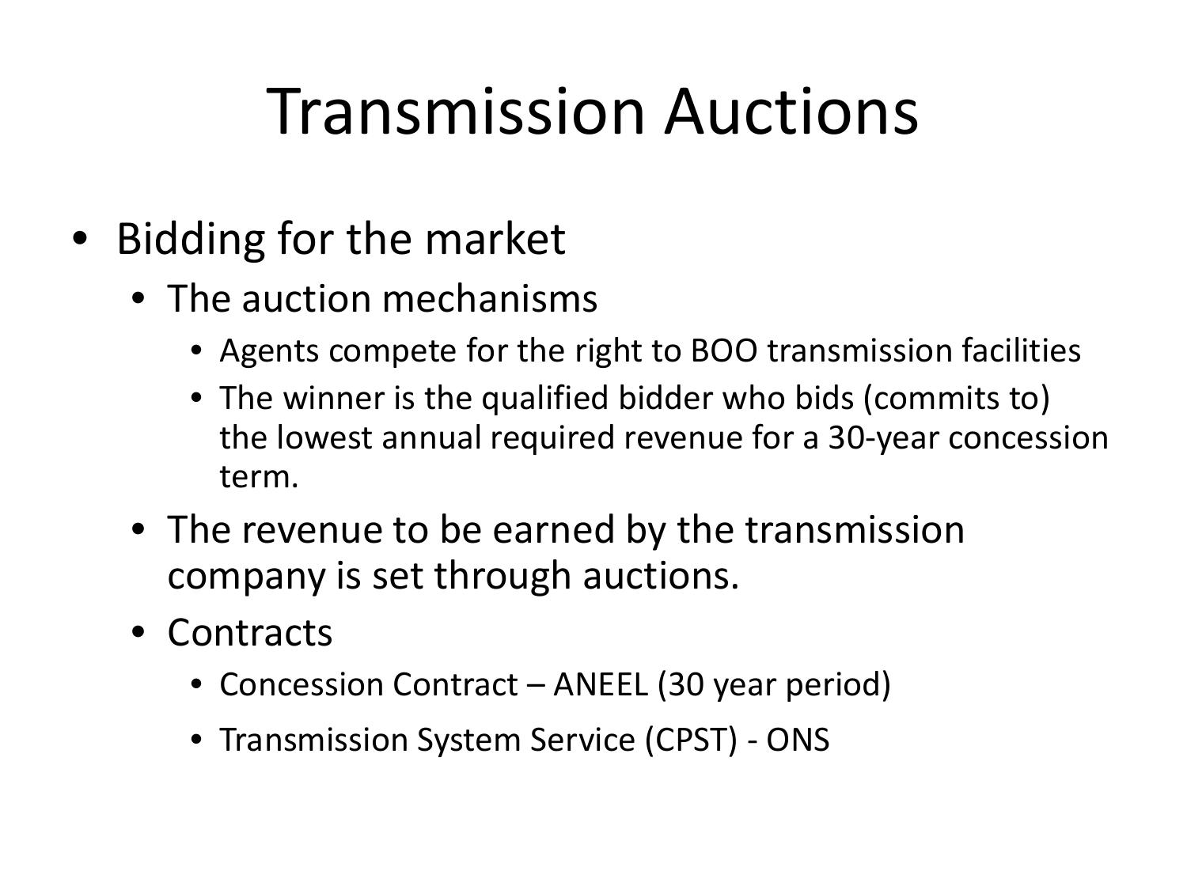# Transmission Auctions

- Bidding for the market
  - The auction mechanisms
    - Agents compete for the right to BOO transmission facilities
    - The winner is the qualified bidder who bids (commits to) the lowest annual required revenue for a 30-year concession term.
  - The revenue to be earned by the transmission company is set through auctions.
  - Contracts
    - Concession Contract – ANEEL (30 year period)
    - Transmission System Service (CPST) - ONS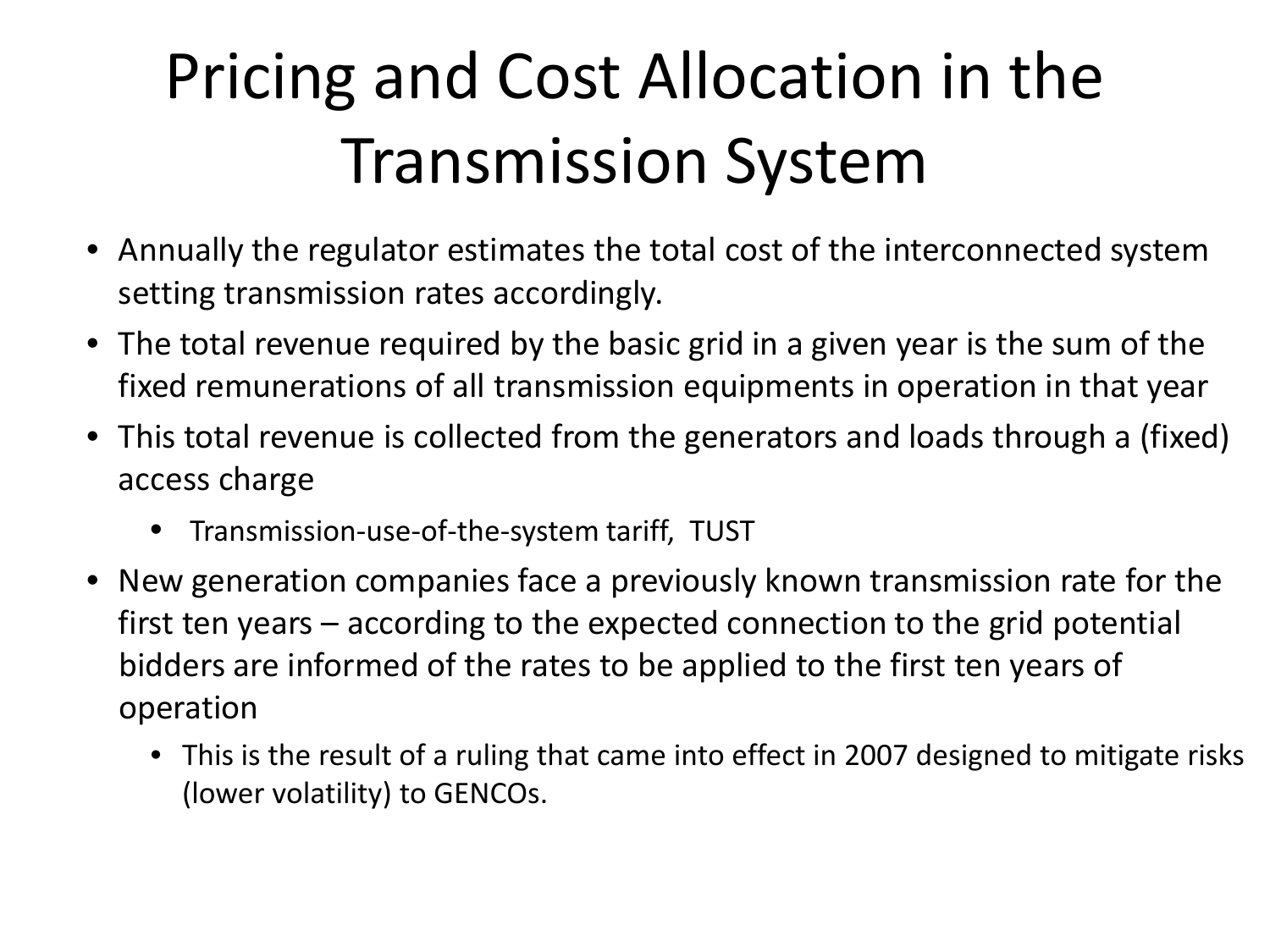# Pricing and Cost Allocation in the Transmission System

- Annually the regulator estimates the total cost of the interconnected system setting transmission rates accordingly.
- The total revenue required by the basic grid in a given year is the sum of the fixed remunerations of all transmission equipments in operation in that year
- This total revenue is collected from the generators and loads through a (fixed) access charge
  - Transmission-use-of-the-system tariff, TUST
- New generation companies face a previously known transmission rate for the first ten years – according to the expected connection to the grid potential bidders are informed of the rates to be applied to the first ten years of operation
  - This is the result of a ruling that came into effect in 2007 designed to mitigate risks (lower volatility) to GENCOs.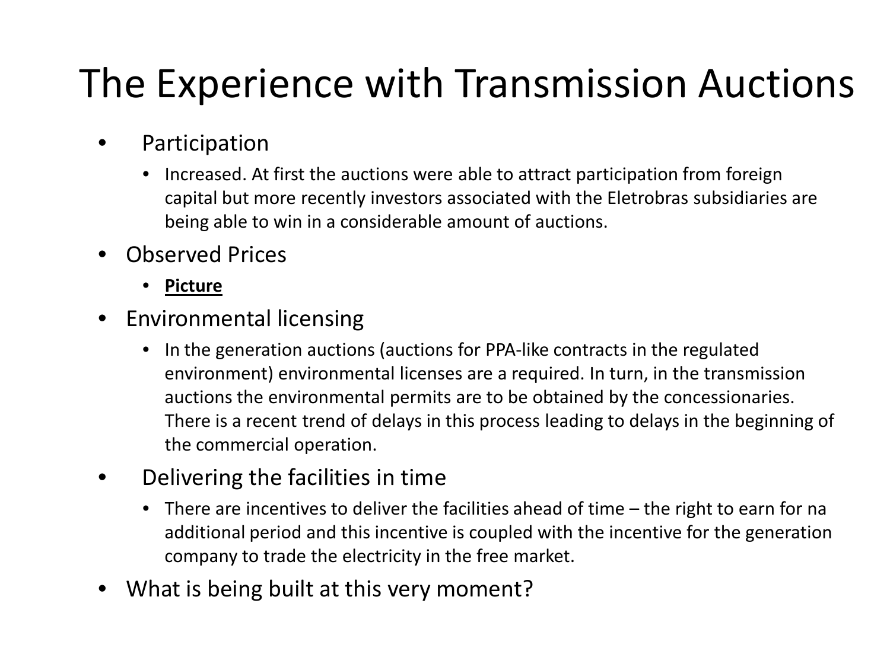# The Experience with Transmission Auctions

- Participation
  - Increased. At first the auctions were able to attract participation from foreign capital but more recently investors associated with the Eletrobras subsidiaries are being able to win in a considerable amount of auctions.
- Observed Prices
  - **Picture**
- Environmental licensing
  - In the generation auctions (auctions for PPA-like contracts in the regulated environment) environmental licenses are a required. In turn, in the transmission auctions the environmental permits are to be obtained by the concessionaries. There is a recent trend of delays in this process leading to delays in the beginning of the commercial operation.
- Delivering the facilities in time
  - There are incentives to deliver the facilities ahead of time – the right to earn for na additional period and this incentive is coupled with the incentive for the generation company to trade the electricity in the free market.
- What is being built at this very moment?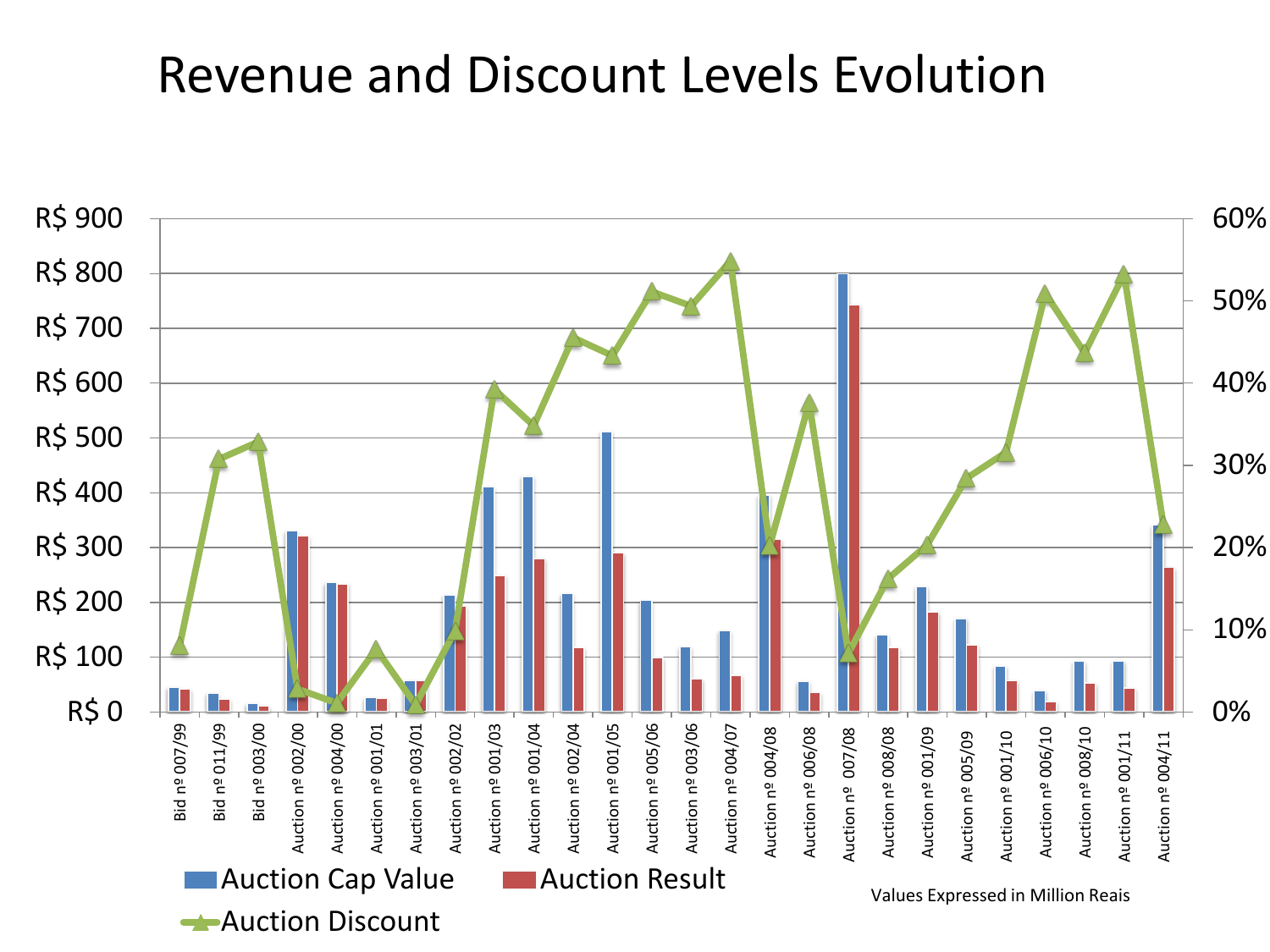# Revenue and Discount Levels Evolution

R$ 900
R$ 800
R$ 700
R$ 600
R$ 500
R$ 400
R$ 300
R$ 200
R$ 100
R$ 0

60%
50%
40%
30%
20%
10%
0%

Bid nº 007/99
Bid nº 011/99
Bid nº 003/00
Auction nº 002/00
Auction nº 004/00
Auction nº 001/01
Auction nº 003/01
Auction nº 002/02
Auction nº 001/03
Auction nº 001/04
Auction nº 002/04
Auction nº 001/05
Auction nº 005/06
Auction nº 003/06
Auction nº 004/07
Auction nº 004/08
Auction nº 006/08
Auction nº 007/08
Auction nº 008/08
Auction nº 001/09
Auction nº 005/09
Auction nº 001/10
Auction nº 006/10
Auction nº 008/10
Auction nº 001/11
Auction nº 004/11

Auction Cap Value
Auction Result
Auction Discount

Values Expressed in Million Reais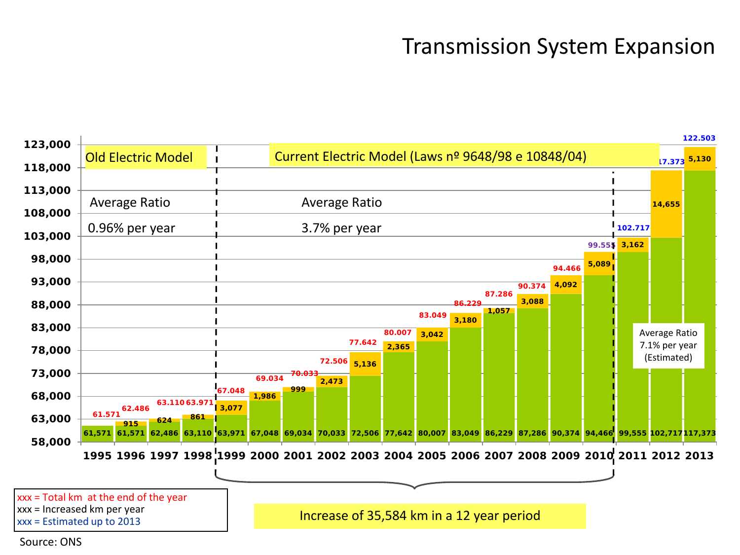# Transmission System Expansion

Old Electric Model

Average Ratio

0.96% per year

Current Electric Model (Laws nº 9648/98 e 10848/04)

Average Ratio

3.7% per year

Average Ratio 7.1% per year (Estimated)

| Year | Km at start of year | Increased km per year | Total km at the end of the year |
|---|---|---|---|
| 1995 | 61,571 | | 61.571 |
| 1996 | 61,571 | 915 | 62.486 |
| 1997 | 62,486 | 624 | 63.110 |
| 1998 | 63,110 | 861 | 63.971 |
| 1999 | 63,971 | 3,077 | 67.048 |
| 2000 | 67,048 | 1,986 | 69.034 |
| 2001 | 69,034 | 999 | 70.033 |
| 2002 | 70,033 | 2,473 | 72.506 |
| 2003 | 72,506 | 5,136 | 77.642 |
| 2004 | 77,642 | 2,365 | 80.007 |
| 2005 | 80,007 | 3,042 | 83.049 |
| 2006 | 83,049 | 3,180 | 86.229 |
| 2007 | 86,229 | 1,057 | 87.286 |
| 2008 | 87,286 | 3,088 | 90.374 |
| 2009 | 90,374 | 4,092 | 94.466 |
| 2010 | 94,466 | 5,089 | 99.555 |
| 2011 | 99,555 | 3,162 | 102.717 |
| 2012 | 102,717 | 14,655 | 117.373 |
| 2013 | 117,373 | 5,130 | 122.503 |

Increase of 35,584 km in a 12 year period

xxx = Total km at the end of the year
xxx = Increased km per year
xxx = Estimated up to 2013

Source: ONS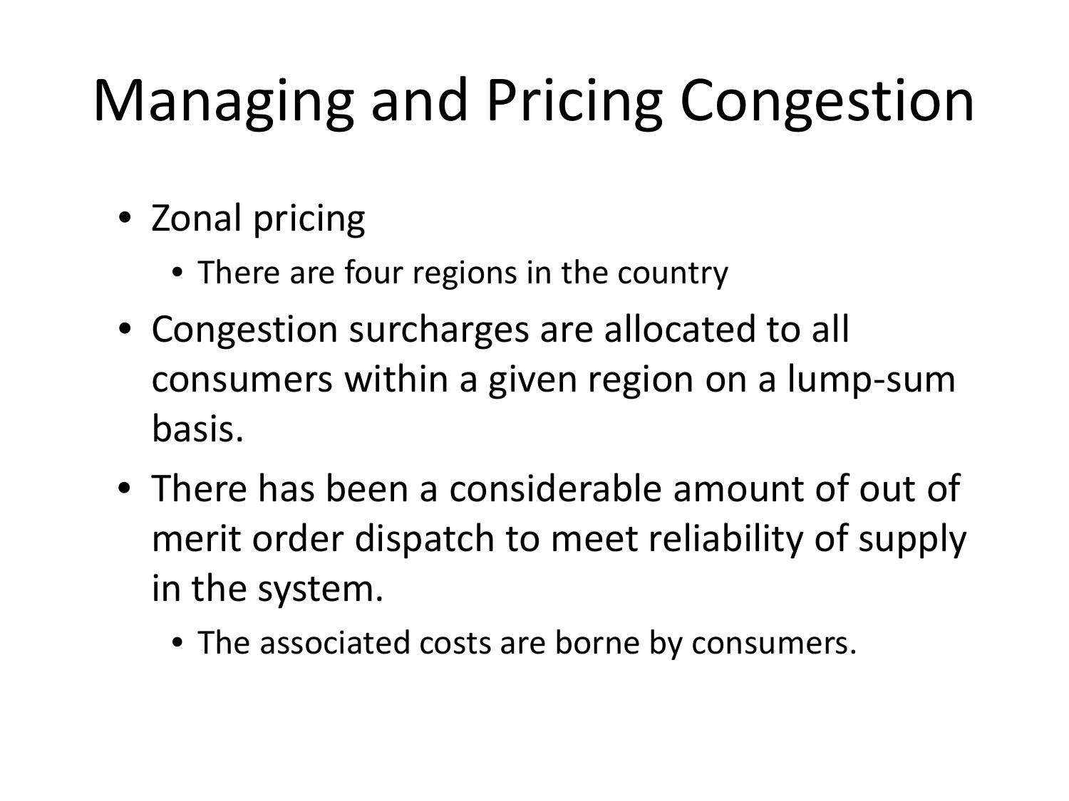# Managing and Pricing Congestion

- Zonal pricing
  - There are four regions in the country
- Congestion surcharges are allocated to all consumers within a given region on a lump-sum basis.
- There has been a considerable amount of out of merit order dispatch to meet reliability of supply in the system.
  - The associated costs are borne by consumers.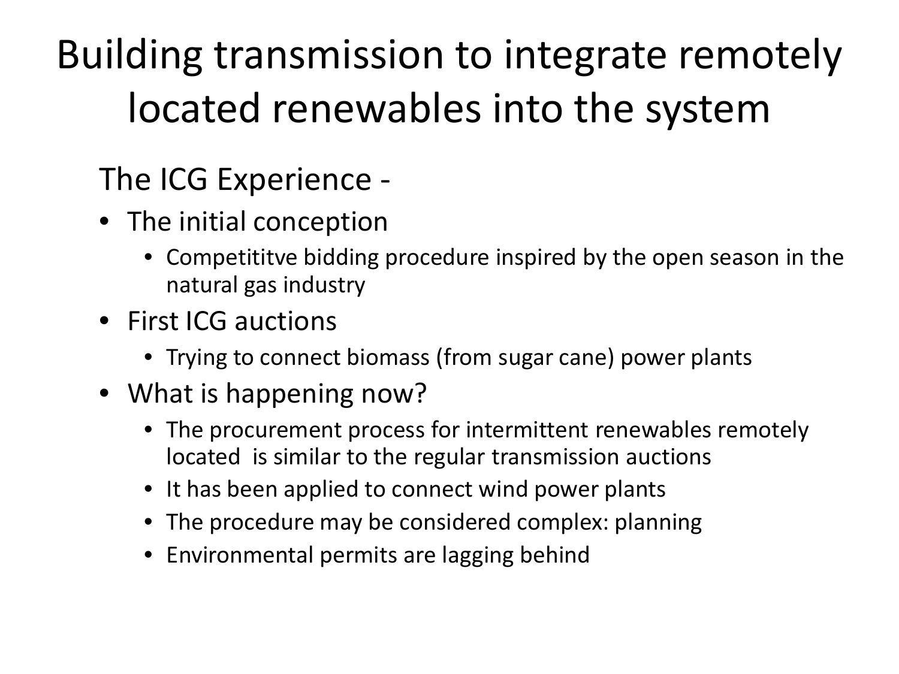# Building transmission to integrate remotely located renewables into the system

## The ICG Experience -

- The initial conception
  - Competititve bidding procedure inspired by the open season in the natural gas industry
- First ICG auctions
  - Trying to connect biomass (from sugar cane) power plants
- What is happening now?
  - The procurement process for intermittent renewables remotely located is similar to the regular transmission auctions
  - It has been applied to connect wind power plants
  - The procedure may be considered complex: planning
  - Environmental permits are lagging behind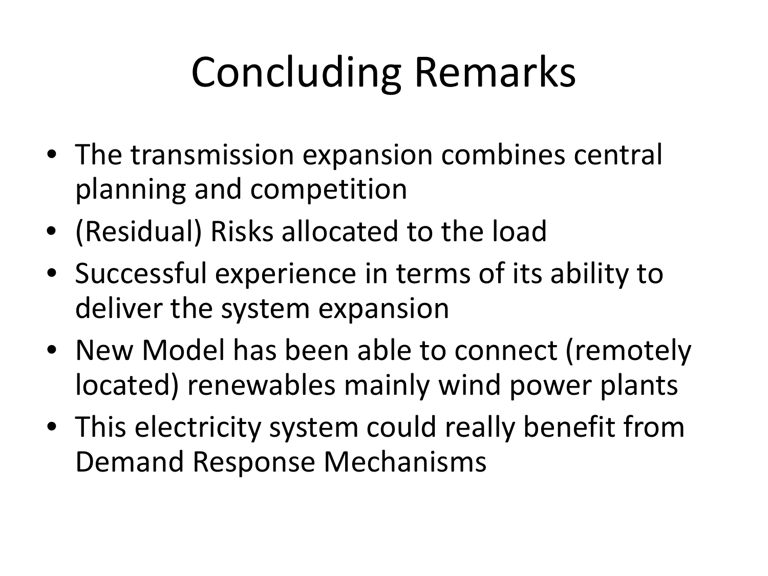# Concluding Remarks

- The transmission expansion combines central planning and competition
- (Residual) Risks allocated to the load
- Successful experience in terms of its ability to deliver the system expansion
- New Model has been able to connect (remotely located) renewables mainly wind power plants
- This electricity system could really benefit from Demand Response Mechanisms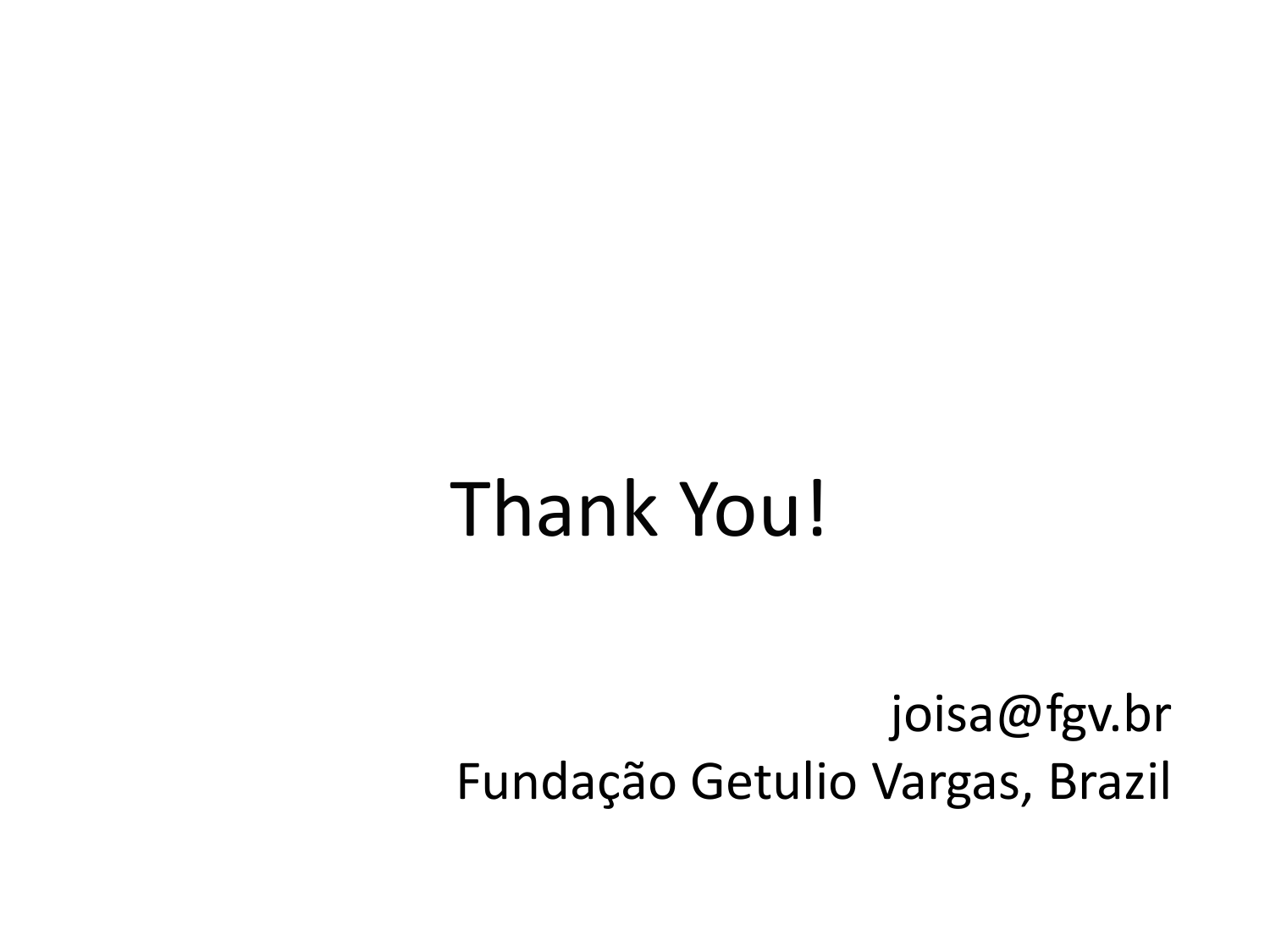# Thank You!

joisa@fgv.br
Fundação Getulio Vargas, Brazil